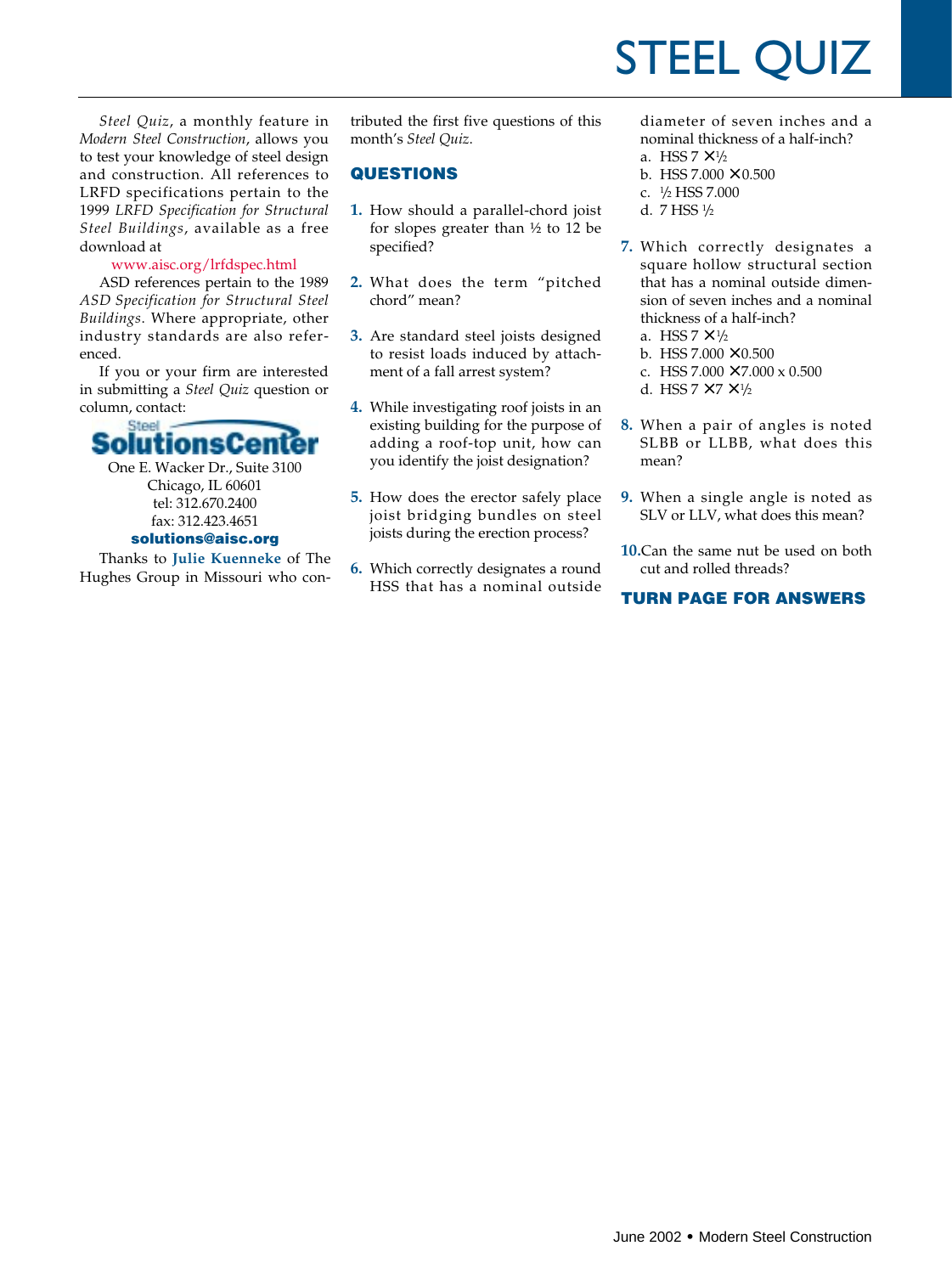# STEEL QUIZ

*Steel Quiz*, a monthly feature in *Modern Steel Construction*, allows you to test your knowledge of steel design and construction. All references to LRFD specifications pertain to the 1999 *LRFD Specification for Structural Steel Buildings*, available as a free download at

www.aisc.org/lrfdspec.html

ASD references pertain to the 1989 *ASD Specification for Structural Steel Buildings*. Where appropriate, other industry standards are also referenced.

If you or your firm are interested in submitting a *Steel Quiz* question or column, contact:

**Steel SolutionsCenter**
One E. Wacker Dr., Suite 3100
Chicago, IL 60601
tel: 312.670.2400
fax: 312.423.4651
**solutions@aisc.org**

Thanks to **Julie Kuenneke** of The Hughes Group in Missouri who contributed the first five questions of this month's *Steel Quiz*.

## QUESTIONS

1. How should a parallel-chord joist for slopes greater than ½ to 12 be specified?

2. What does the term "pitched chord" mean?

3. Are standard steel joists designed to resist loads induced by attachment of a fall arrest system?

4. While investigating roof joists in an existing building for the purpose of adding a roof-top unit, how can you identify the joist designation?

5. How does the erector safely place joist bridging bundles on steel joists during the erection process?

6. Which correctly designates a round HSS that has a nominal outside diameter of seven inches and a nominal thickness of a half-inch?
   a. HSS 7 × ½
   b. HSS 7.000 × 0.500
   c. ½ HSS 7.000
   d. 7 HSS ½

7. Which correctly designates a square hollow structural section that has a nominal outside dimension of seven inches and a nominal thickness of a half-inch?
   a. HSS 7 × ½
   b. HSS 7.000 × 0.500
   c. HSS 7.000 × 7.000 x 0.500
   d. HSS 7 × 7 × ½

8. When a pair of angles is noted SLBB or LLBB, what does this mean?

9. When a single angle is noted as SLV or LLV, what does this mean?

10. Can the same nut be used on both cut and rolled threads?

**TURN PAGE FOR ANSWERS**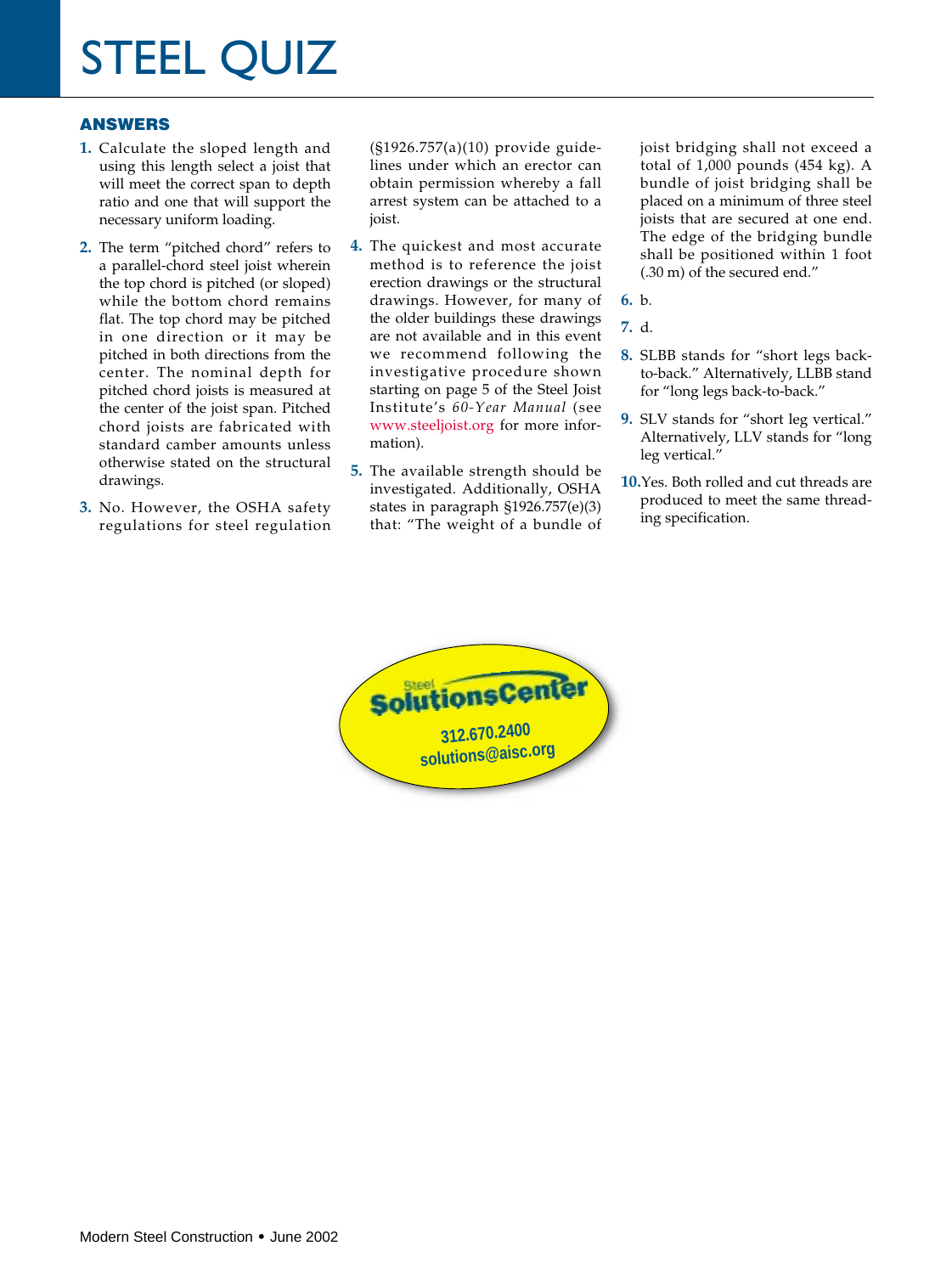# STEEL QUIZ

### ANSWERS

1. Calculate the sloped length and using this length select a joist that will meet the correct span to depth ratio and one that will support the necessary uniform loading.

2. The term "pitched chord" refers to a parallel-chord steel joist wherein the top chord is pitched (or sloped) while the bottom chord remains flat. The top chord may be pitched in one direction or it may be pitched in both directions from the center. The nominal depth for pitched chord joists is measured at the center of the joist span. Pitched chord joists are fabricated with standard camber amounts unless otherwise stated on the structural drawings.

3. No. However, the OSHA safety regulations for steel regulation (§1926.757(a)(10) provide guidelines under which an erector can obtain permission whereby a fall arrest system can be attached to a joist.

4. The quickest and most accurate method is to reference the joist erection drawings or the structural drawings. However, for many of the older buildings these drawings are not available and in this event we recommend following the investigative procedure shown starting on page 5 of the Steel Joist Institute's *60-Year Manual* (see www.steeljoist.org for more information).

5. The available strength should be investigated. Additionally, OSHA states in paragraph §1926.757(e)(3) that: "The weight of a bundle of joist bridging shall not exceed a total of 1,000 pounds (454 kg). A bundle of joist bridging shall be placed on a minimum of three steel joists that are secured at one end. The edge of the bridging bundle shall be positioned within 1 foot (.30 m) of the secured end."

6. b.

7. d.

8. SLBB stands for "short legs back-to-back." Alternatively, LLBB stand for "long legs back-to-back."

9. SLV stands for "short leg vertical." Alternatively, LLV stands for "long leg vertical."

10. Yes. Both rolled and cut threads are produced to meet the same threading specification.

Steel SolutionsCenter
312.670.2400
solutions@aisc.org